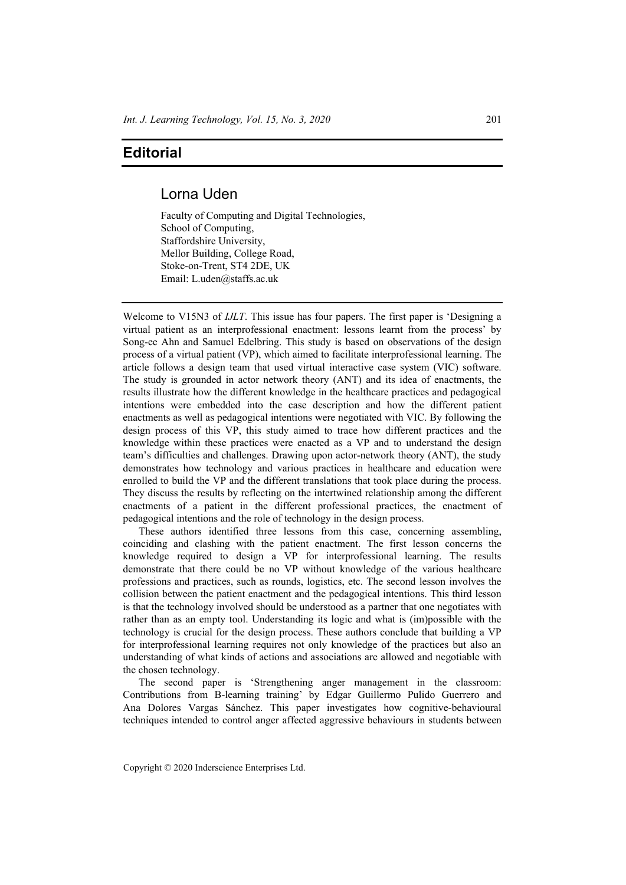# Editorial

## Lorna Uden

Faculty of Computing and Digital Technologies,
School of Computing,
Staffordshire University,
Mellor Building, College Road,
Stoke-on-Trent, ST4 2DE, UK
Email: L.uden@staffs.ac.uk

Welcome to V15N3 of *IJLT*. This issue has four papers. The first paper is 'Designing a virtual patient as an interprofessional enactment: lessons learnt from the process' by Song-ee Ahn and Samuel Edelbring. This study is based on observations of the design process of a virtual patient (VP), which aimed to facilitate interprofessional learning. The article follows a design team that used virtual interactive case system (VIC) software. The study is grounded in actor network theory (ANT) and its idea of enactments, the results illustrate how the different knowledge in the healthcare practices and pedagogical intentions were embedded into the case description and how the different patient enactments as well as pedagogical intentions were negotiated with VIC. By following the design process of this VP, this study aimed to trace how different practices and the knowledge within these practices were enacted as a VP and to understand the design team's difficulties and challenges. Drawing upon actor-network theory (ANT), the study demonstrates how technology and various practices in healthcare and education were enrolled to build the VP and the different translations that took place during the process. They discuss the results by reflecting on the intertwined relationship among the different enactments of a patient in the different professional practices, the enactment of pedagogical intentions and the role of technology in the design process.

These authors identified three lessons from this case, concerning assembling, coinciding and clashing with the patient enactment. The first lesson concerns the knowledge required to design a VP for interprofessional learning. The results demonstrate that there could be no VP without knowledge of the various healthcare professions and practices, such as rounds, logistics, etc. The second lesson involves the collision between the patient enactment and the pedagogical intentions. This third lesson is that the technology involved should be understood as a partner that one negotiates with rather than as an empty tool. Understanding its logic and what is (im)possible with the technology is crucial for the design process. These authors conclude that building a VP for interprofessional learning requires not only knowledge of the practices but also an understanding of what kinds of actions and associations are allowed and negotiable with the chosen technology.

The second paper is 'Strengthening anger management in the classroom: Contributions from B-learning training' by Edgar Guillermo Pulido Guerrero and Ana Dolores Vargas Sánchez. This paper investigates how cognitive-behavioural techniques intended to control anger affected aggressive behaviours in students between

Copyright © 2020 Inderscience Enterprises Ltd.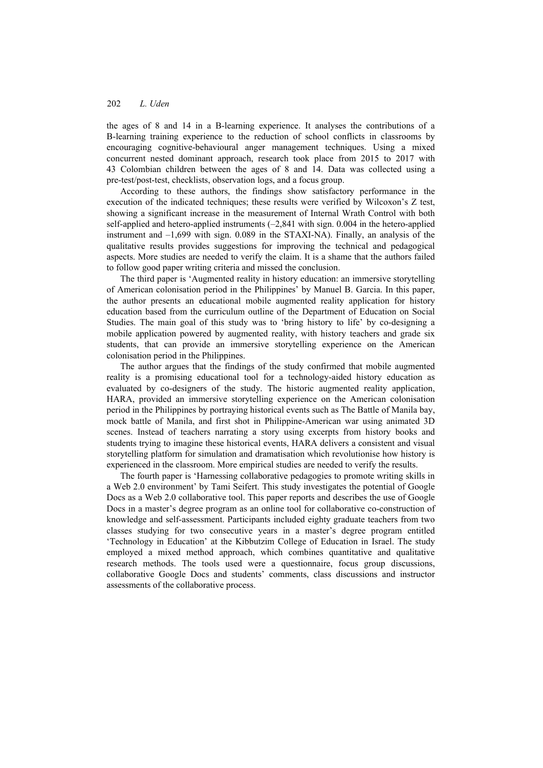the ages of 8 and 14 in a B-learning experience. It analyses the contributions of a B-learning training experience to the reduction of school conflicts in classrooms by encouraging cognitive-behavioural anger management techniques. Using a mixed concurrent nested dominant approach, research took place from 2015 to 2017 with 43 Colombian children between the ages of 8 and 14. Data was collected using a pre-test/post-test, checklists, observation logs, and a focus group.

According to these authors, the findings show satisfactory performance in the execution of the indicated techniques; these results were verified by Wilcoxon's Z test, showing a significant increase in the measurement of Internal Wrath Control with both self-applied and hetero-applied instruments (–2,841 with sign. 0.004 in the hetero-applied instrument and –1,699 with sign. 0.089 in the STAXI-NA). Finally, an analysis of the qualitative results provides suggestions for improving the technical and pedagogical aspects. More studies are needed to verify the claim. It is a shame that the authors failed to follow good paper writing criteria and missed the conclusion.

The third paper is 'Augmented reality in history education: an immersive storytelling of American colonisation period in the Philippines' by Manuel B. Garcia. In this paper, the author presents an educational mobile augmented reality application for history education based from the curriculum outline of the Department of Education on Social Studies. The main goal of this study was to 'bring history to life' by co-designing a mobile application powered by augmented reality, with history teachers and grade six students, that can provide an immersive storytelling experience on the American colonisation period in the Philippines.

The author argues that the findings of the study confirmed that mobile augmented reality is a promising educational tool for a technology-aided history education as evaluated by co-designers of the study. The historic augmented reality application, HARA, provided an immersive storytelling experience on the American colonisation period in the Philippines by portraying historical events such as The Battle of Manila bay, mock battle of Manila, and first shot in Philippine-American war using animated 3D scenes. Instead of teachers narrating a story using excerpts from history books and students trying to imagine these historical events, HARA delivers a consistent and visual storytelling platform for simulation and dramatisation which revolutionise how history is experienced in the classroom. More empirical studies are needed to verify the results.

The fourth paper is 'Harnessing collaborative pedagogies to promote writing skills in a Web 2.0 environment' by Tami Seifert. This study investigates the potential of Google Docs as a Web 2.0 collaborative tool. This paper reports and describes the use of Google Docs in a master's degree program as an online tool for collaborative co-construction of knowledge and self-assessment. Participants included eighty graduate teachers from two classes studying for two consecutive years in a master's degree program entitled 'Technology in Education' at the Kibbutzim College of Education in Israel. The study employed a mixed method approach, which combines quantitative and qualitative research methods. The tools used were a questionnaire, focus group discussions, collaborative Google Docs and students' comments, class discussions and instructor assessments of the collaborative process.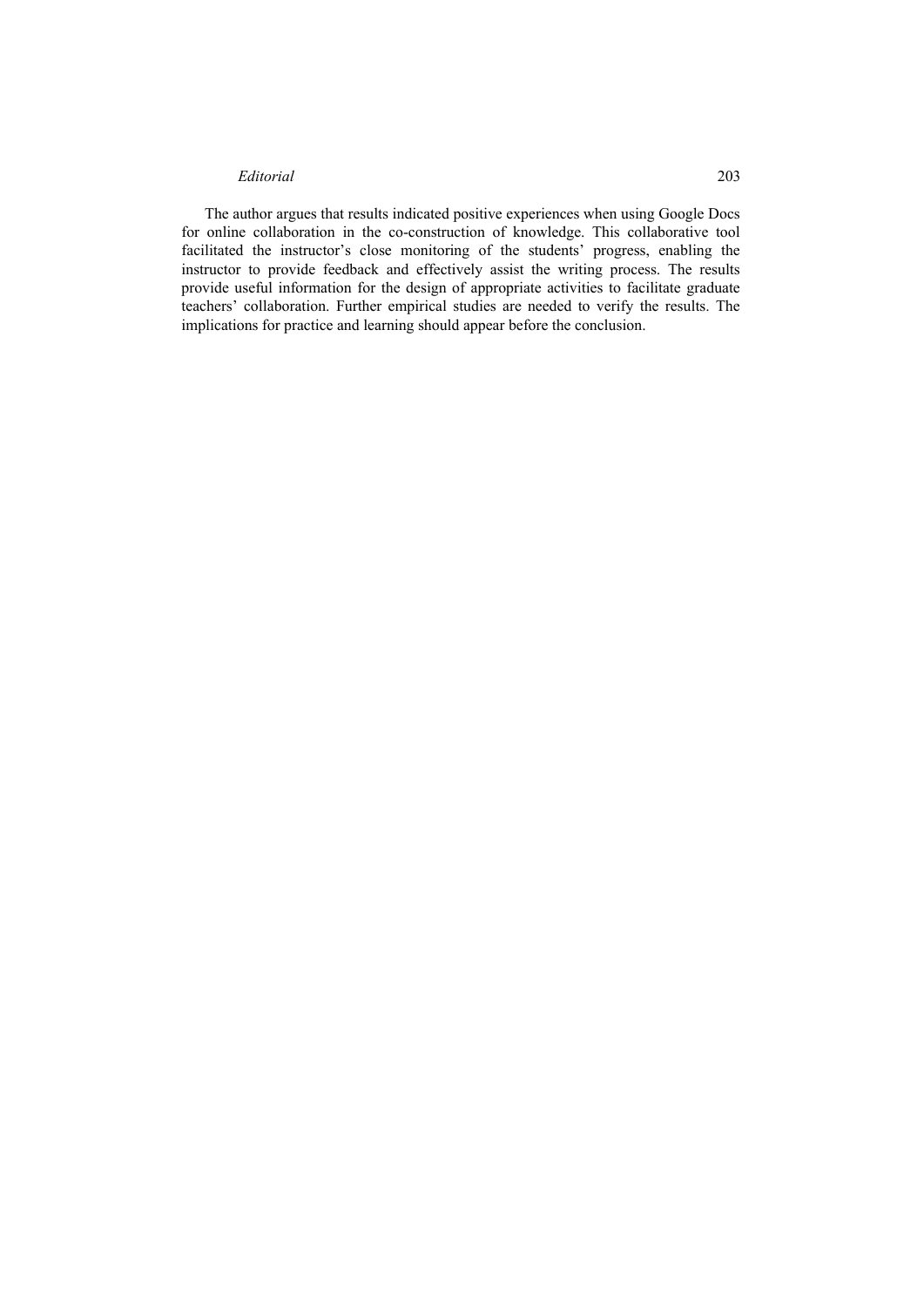The author argues that results indicated positive experiences when using Google Docs for online collaboration in the co-construction of knowledge. This collaborative tool facilitated the instructor's close monitoring of the students' progress, enabling the instructor to provide feedback and effectively assist the writing process. The results provide useful information for the design of appropriate activities to facilitate graduate teachers' collaboration. Further empirical studies are needed to verify the results. The implications for practice and learning should appear before the conclusion.